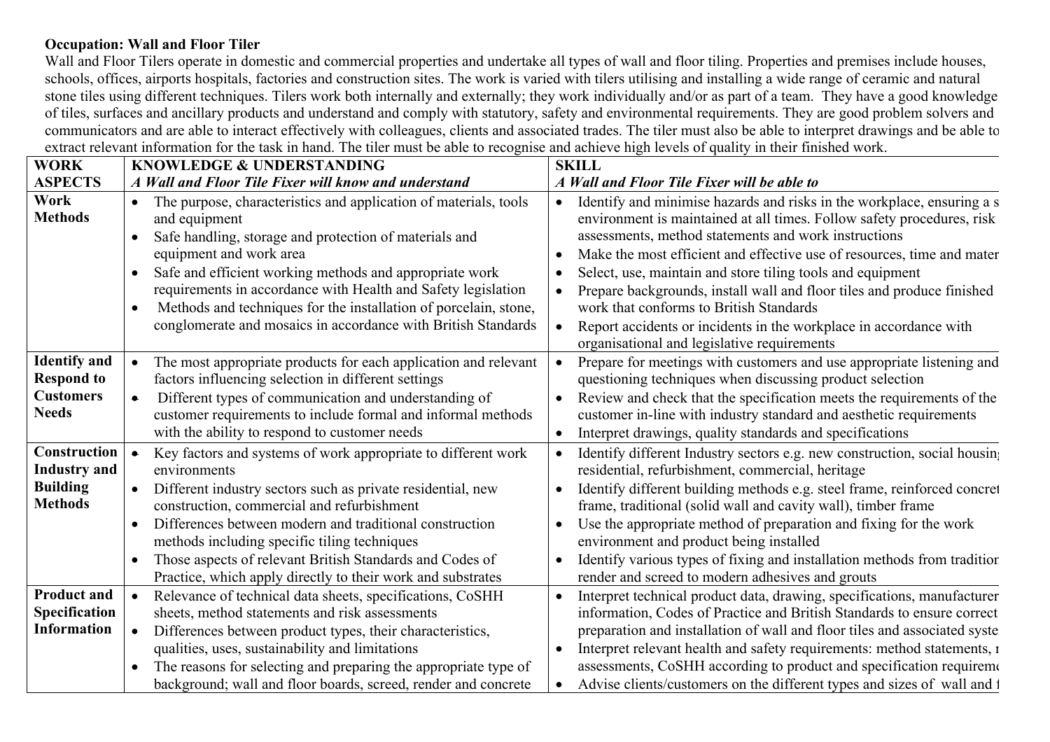**Occupation: Wall and Floor Tiler**

Wall and Floor Tilers operate in domestic and commercial properties and undertake all types of wall and floor tiling. Properties and premises include houses, schools, offices, airports hospitals, factories and construction sites. The work is varied with tilers utilising and installing a wide range of ceramic and natural stone tiles using different techniques. Tilers work both internally and externally; they work individually and/or as part of a team. They have a good knowledge of tiles, surfaces and ancillary products and understand and comply with statutory, safety and environmental requirements. They are good problem solvers and communicators and are able to interact effectively with colleagues, clients and associated trades. The tiler must also be able to interpret drawings and be able to extract relevant information for the task in hand. The tiler must be able to recognise and achieve high levels of quality in their finished work.

| WORK ASPECTS | KNOWLEDGE & UNDERSTANDING<br>*A Wall and Floor Tile Fixer will know and understand* | SKILL<br>*A Wall and Floor Tile Fixer will be able to* |
|---|---|---|
| **Work Methods** | • The purpose, characteristics and application of materials, tools and equipment<br>• Safe handling, storage and protection of materials and equipment and work area<br>• Safe and efficient working methods and appropriate work requirements in accordance with Health and Safety legislation<br>• Methods and techniques for the installation of porcelain, stone, conglomerate and mosaics in accordance with British Standards | • Identify and minimise hazards and risks in the workplace, ensuring a s environment is maintained at all times. Follow safety procedures, risk assessments, method statements and work instructions<br>• Make the most efficient and effective use of resources, time and mater<br>• Select, use, maintain and store tiling tools and equipment<br>• Prepare backgrounds, install wall and floor tiles and produce finished work that conforms to British Standards<br>• Report accidents or incidents in the workplace in accordance with organisational and legislative requirements |
| **Identify and Respond to Customers Needs** | • The most appropriate products for each application and relevant factors influencing selection in different settings<br>• Different types of communication and understanding of customer requirements to include formal and informal methods with the ability to respond to customer needs | • Prepare for meetings with customers and use appropriate listening and questioning techniques when discussing product selection<br>• Review and check that the specification meets the requirements of the customer in-line with industry standard and aesthetic requirements<br>• Interpret drawings, quality standards and specifications |
| **Construction Industry and Building Methods** | • Key factors and systems of work appropriate to different work environments<br>• Different industry sectors such as private residential, new construction, commercial and refurbishment<br>• Differences between modern and traditional construction methods including specific tiling techniques<br>• Those aspects of relevant British Standards and Codes of Practice, which apply directly to their work and substrates | • Identify different Industry sectors e.g. new construction, social housin residential, refurbishment, commercial, heritage<br>• Identify different building methods e.g. steel frame, reinforced concret frame, traditional (solid wall and cavity wall), timber frame<br>• Use the appropriate method of preparation and fixing for the work environment and product being installed<br>• Identify various types of fixing and installation methods from tradition render and screed to modern adhesives and grouts |
| **Product and Specification Information** | • Relevance of technical data sheets, specifications, CoSHH sheets, method statements and risk assessments<br>• Differences between product types, their characteristics, qualities, uses, sustainability and limitations<br>• The reasons for selecting and preparing the appropriate type of background; wall and floor boards, screed, render and concrete | • Interpret technical product data, drawing, specifications, manufacturer information, Codes of Practice and British Standards to ensure correct preparation and installation of wall and floor tiles and associated syste<br>• Interpret relevant health and safety requirements: method statements, r assessments, CoSHH according to product and specification requireme<br>• Advise clients/customers on the different types and sizes of wall and f |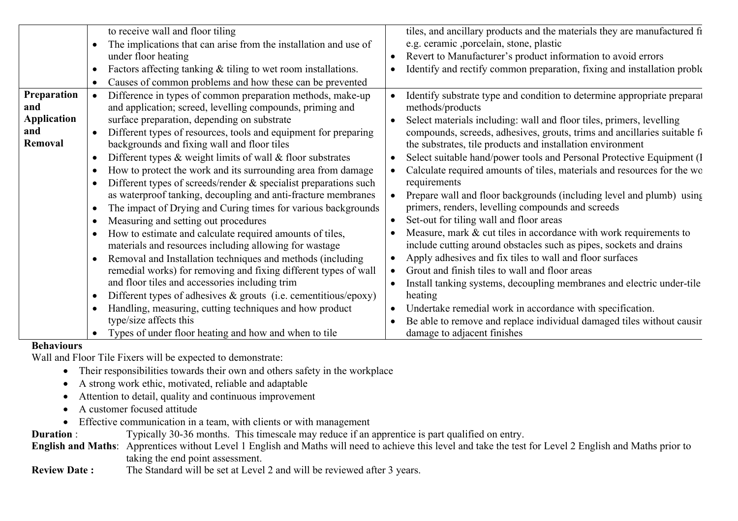| | | |
|---|---|---|
| | • to receive wall and floor tiling<br>• The implications that can arise from the installation and use of under floor heating<br>• Factors affecting tanking & tiling to wet room installations.<br>• Causes of common problems and how these can be prevented | tiles, and ancillary products and the materials they are manufactured fı e.g. ceramic ,porcelain, stone, plastic<br>• Revert to Manufacturer's product information to avoid errors<br>• Identify and rectify common preparation, fixing and installation proble |
| **Preparation and Application and Removal** | • Difference in types of common preparation methods, make-up and application; screed, levelling compounds, priming and surface preparation, depending on substrate<br>• Different types of resources, tools and equipment for preparing backgrounds and fixing wall and floor tiles<br>• Different types & weight limits of wall & floor substrates<br>• How to protect the work and its surrounding area from damage<br>• Different types of screeds/render & specialist preparations such as waterproof tanking, decoupling and anti-fracture membranes<br>• The impact of Drying and Curing times for various backgrounds<br>• Measuring and setting out procedures<br>• How to estimate and calculate required amounts of tiles, materials and resources including allowing for wastage<br>• Removal and Installation techniques and methods (including remedial works) for removing and fixing different types of wall and floor tiles and accessories including trim<br>• Different types of adhesives & grouts (i.e. cementitious/epoxy)<br>• Handling, measuring, cutting techniques and how product type/size affects this<br>• Types of under floor heating and how and when to tile | • Identify substrate type and condition to determine appropriate preparat methods/products<br>• Select materials including: wall and floor tiles, primers, levelling compounds, screeds, adhesives, grouts, trims and ancillaries suitable fı the substrates, tile products and installation environment<br>• Select suitable hand/power tools and Personal Protective Equipment (I<br>• Calculate required amounts of tiles, materials and resources for the wo requirements<br>• Prepare wall and floor backgrounds (including level and plumb) using primers, renders, levelling compounds and screeds<br>• Set-out for tiling wall and floor areas<br>• Measure, mark & cut tiles in accordance with work requirements to include cutting around obstacles such as pipes, sockets and drains<br>• Apply adhesives and fix tiles to wall and floor surfaces<br>• Grout and finish tiles to wall and floor areas<br>• Install tanking systems, decoupling membranes and electric under-tile heating<br>• Undertake remedial work in accordance with specification.<br>• Be able to remove and replace individual damaged tiles without causir damage to adjacent finishes |

**Behaviours**

Wall and Floor Tile Fixers will be expected to demonstrate:

- Their responsibilities towards their own and others safety in the workplace
- A strong work ethic, motivated, reliable and adaptable
- Attention to detail, quality and continuous improvement
- A customer focused attitude
- Effective communication in a team, with clients or with management

**Duration** : Typically 30-36 months. This timescale may reduce if an apprentice is part qualified on entry.

**English and Maths**: Apprentices without Level 1 English and Maths will need to achieve this level and take the test for Level 2 English and Maths prior to taking the end point assessment.

**Review Date :** The Standard will be set at Level 2 and will be reviewed after 3 years.